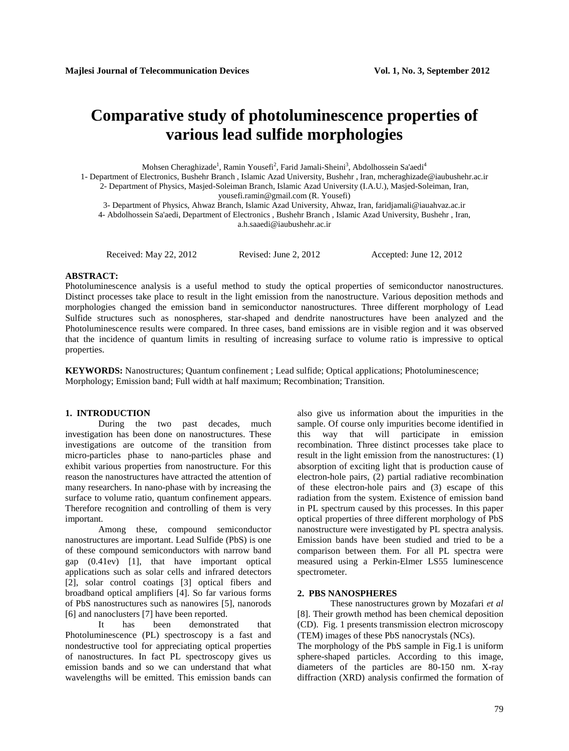# Comparative study of photoluminescence properties of various lead sulfide morphologies

Mohsen Cheraghizade[1], Ramin Yousefi[2], Farid Jamali-Sheini[3], Abdolhossein Sa'aedi[4]

1- Department of Electronics, Bushehr Branch , Islamic Azad University, Bushehr , Iran, mcheraghizade@iaubushehr.ac.ir

2- Department of Physics, Masjed-Soleiman Branch, Islamic Azad University (I.A.U.), Masjed-Soleiman, Iran, yousefi.ramin@gmail.com (R. Yousefi)

3- Department of Physics, Ahwaz Branch, Islamic Azad University, Ahwaz, Iran, faridjamali@iauahvaz.ac.ir

4- Abdolhossein Sa'aedi, Department of Electronics , Bushehr Branch , Islamic Azad University, Bushehr , Iran, a.h.saaedi@iaubushehr.ac.ir

Received: May 22, 2012 Revised: June 2, 2012 Accepted: June 12, 2012

**ABSTRACT:**
Photoluminescence analysis is a useful method to study the optical properties of semiconductor nanostructures. Distinct processes take place to result in the light emission from the nanostructure. Various deposition methods and morphologies changed the emission band in semiconductor nanostructures. Three different morphology of Lead Sulfide structures such as nonospheres, star-shaped and dendrite nanostructures have been analyzed and the Photoluminescence results were compared. In three cases, band emissions are in visible region and it was observed that the incidence of quantum limits in resulting of increasing surface to volume ratio is impressive to optical properties.

**KEYWORDS:** Nanostructures; Quantum confinement ; Lead sulfide; Optical applications; Photoluminescence; Morphology; Emission band; Full width at half maximum; Recombination; Transition.

## 1. INTRODUCTION

During the two past decades, much investigation has been done on nanostructures. These investigations are outcome of the transition from micro-particles phase to nano-particles phase and exhibit various properties from nanostructure. For this reason the nanostructures have attracted the attention of many researchers. In nano-phase with by increasing the surface to volume ratio, quantum confinement appears. Therefore recognition and controlling of them is very important.

Among these, compound semiconductor nanostructures are important. Lead Sulfide (PbS) is one of these compound semiconductors with narrow band gap (0.41ev) [1], that have important optical applications such as solar cells and infrared detectors [2], solar control coatings [3] optical fibers and broadband optical amplifiers [4]. So far various forms of PbS nanostructures such as nanowires [5], nanorods [6] and nanoclusters [7] have been reported.

It has been demonstrated that Photoluminescence (PL) spectroscopy is a fast and nondestructive tool for appreciating optical properties of nanostructures. In fact PL spectroscopy gives us emission bands and so we can understand that what wavelengths will be emitted. This emission bands can also give us information about the impurities in the sample. Of course only impurities become identified in this way that will participate in emission recombination. Three distinct processes take place to result in the light emission from the nanostructures: (1) absorption of exciting light that is production cause of electron-hole pairs, (2) partial radiative recombination of these electron-hole pairs and (3) escape of this radiation from the system. Existence of emission band in PL spectrum caused by this processes. In this paper optical properties of three different morphology of PbS nanostructure were investigated by PL spectra analysis. Emission bands have been studied and tried to be a comparison between them. For all PL spectra were measured using a Perkin-Elmer LS55 luminescence spectrometer.

## 2. PBS NANOSPHERES

These nanostructures grown by Mozafari *et al* [8]. Their growth method has been chemical deposition (CD). Fig. 1 presents transmission electron microscopy (TEM) images of these PbS nanocrystals (NCs).

The morphology of the PbS sample in Fig.1 is uniform sphere-shaped particles. According to this image, diameters of the particles are 80-150 nm. X-ray diffraction (XRD) analysis confirmed the formation of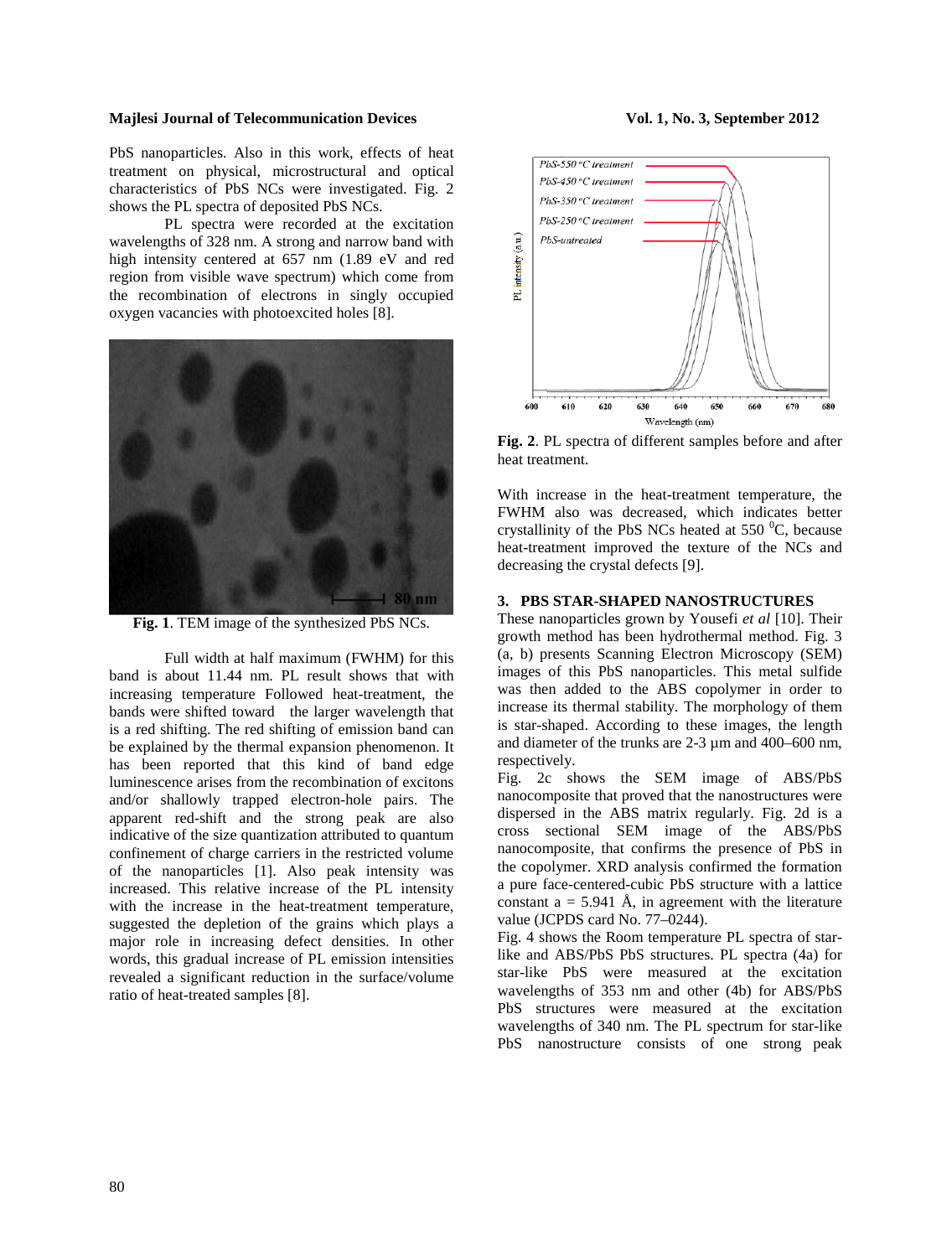PbS nanoparticles. Also in this work, effects of heat treatment on physical, microstructural and optical characteristics of PbS NCs were investigated. Fig. 2 shows the PL spectra of deposited PbS NCs.

PL spectra were recorded at the excitation wavelengths of 328 nm. A strong and narrow band with high intensity centered at 657 nm (1.89 eV and red region from visible wave spectrum) which come from the recombination of electrons in singly occupied oxygen vacancies with photoexcited holes [8].

80 nm

Fig. 1. TEM image of the synthesized PbS NCs.

Full width at half maximum (FWHM) for this band is about 11.44 nm. PL result shows that with increasing temperature Followed heat-treatment, the bands were shifted toward the larger wavelength that is a red shifting. The red shifting of emission band can be explained by the thermal expansion phenomenon. It has been reported that this kind of band edge luminescence arises from the recombination of excitons and/or shallowly trapped electron-hole pairs. The apparent red-shift and the strong peak are also indicative of the size quantization attributed to quantum confinement of charge carriers in the restricted volume of the nanoparticles [1]. Also peak intensity was increased. This relative increase of the PL intensity with the increase in the heat-treatment temperature, suggested the depletion of the grains which plays a major role in increasing defect densities. In other words, this gradual increase of PL emission intensities revealed a significant reduction in the surface/volume ratio of heat-treated samples [8].

PbS-550 °C treatment
PbS-450 °C treatment
PbS-350 °C treatment
PbS-250 °C treatment
PbS-untreated

PL intensity (a.u.)

600 610 620 630 640 650 660 670 680

Wavelength (nm)

**Fig. 2**. PL spectra of different samples before and after heat treatment.

With increase in the heat-treatment temperature, the FWHM also was decreased, which indicates better crystallinity of the PbS NCs heated at 550 $^{0}$C, because heat-treatment improved the texture of the NCs and decreasing the crystal defects [9].

## 3. PBS STAR-SHAPED NANOSTRUCTURES

These nanoparticles grown by Yousefi *et al* [10]. Their growth method has been hydrothermal method. Fig. 3 (a, b) presents Scanning Electron Microscopy (SEM) images of this PbS nanoparticles. This metal sulfide was then added to the ABS copolymer in order to increase its thermal stability. The morphology of them is star-shaped. According to these images, the length and diameter of the trunks are 2-3 µm and 400–600 nm, respectively.

Fig. 2c shows the SEM image of ABS/PbS nanocomposite that proved that the nanostructures were dispersed in the ABS matrix regularly. Fig. 2d is a cross sectional SEM image of the ABS/PbS nanocomposite, that confirms the presence of PbS in the copolymer. XRD analysis confirmed the formation a pure face-centered-cubic PbS structure with a lattice constant a = 5.941 Å, in agreement with the literature value (JCPDS card No. 77–0244).

Fig. 4 shows the Room temperature PL spectra of star-like and ABS/PbS PbS structures. PL spectra (4a) for star-like PbS were measured at the excitation wavelengths of 353 nm and other (4b) for ABS/PbS PbS structures were measured at the excitation wavelengths of 340 nm. The PL spectrum for star-like PbS nanostructure consists of one strong peak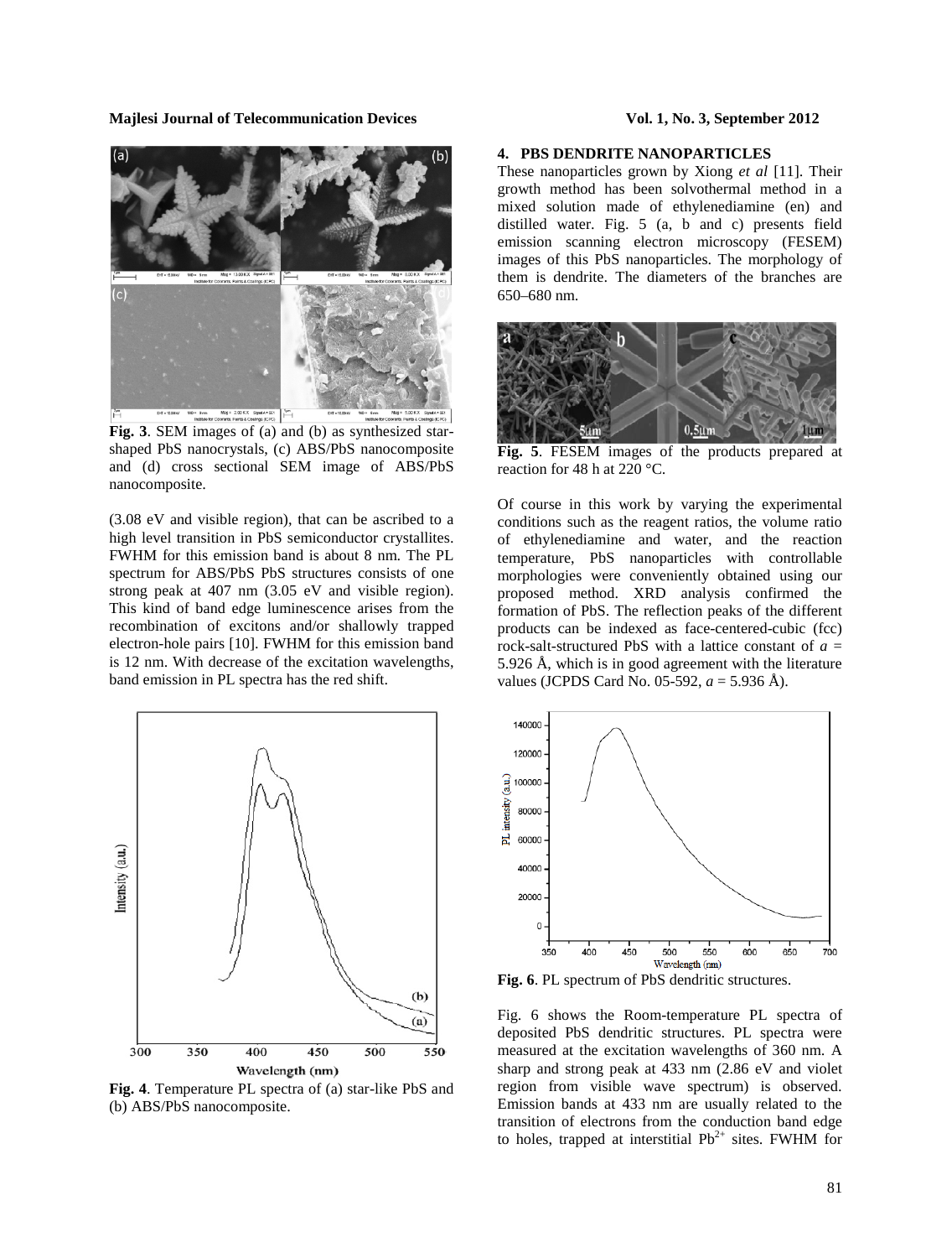Fig. 3. SEM images of (a) and (b) as synthesized star-shaped PbS nanocrystals, (c) ABS/PbS nanocomposite and (d) cross sectional SEM image of ABS/PbS nanocomposite.

(3.08 eV and visible region), that can be ascribed to a high level transition in PbS semiconductor crystallites. FWHM for this emission band is about 8 nm. The PL spectrum for ABS/PbS PbS structures consists of one strong peak at 407 nm (3.05 eV and visible region). This kind of band edge luminescence arises from the recombination of excitons and/or shallowly trapped electron-hole pairs [10]. FWHM for this emission band is 12 nm. With decrease of the excitation wavelengths, band emission in PL spectra has the red shift.

Intensity (a.u.)

(b)

(a)

300 350 400 450 500 550

Wavelength (nm)

Fig. 4. Temperature PL spectra of (a) star-like PbS and (b) ABS/PbS nanocomposite.

## 4. PBS DENDRITE NANOPARTICLES

These nanoparticles grown by Xiong *et al* [11]. Their growth method has been solvothermal method in a mixed solution made of ethylenediamine (en) and distilled water. Fig. 5 (a, b and c) presents field emission scanning electron microscopy (FESEM) images of this PbS nanoparticles. The morphology of them is dendrite. The diameters of the branches are 650–680 nm.

Fig. 5. FESEM images of the products prepared at reaction for 48 h at 220 °C.

Of course in this work by varying the experimental conditions such as the reagent ratios, the volume ratio of ethylenediamine and water, and the reaction temperature, PbS nanoparticles with controllable morphologies were conveniently obtained using our proposed method. XRD analysis confirmed the formation of PbS. The reflection peaks of the different products can be indexed as face-centered-cubic (fcc) rock-salt-structured PbS with a lattice constant of $a$ = 5.926 Å, which is in good agreement with the literature values (JCPDS Card No. 05-592, $a$ = 5.936 Å).

PL intensity (a.u.)

0 20000 40000 60000 80000 100000 120000 140000

350 400 450 500 550 600 650 700

Wavelength (nm)

Fig. 6. PL spectrum of PbS dendritic structures.

Fig. 6 shows the Room-temperature PL spectra of deposited PbS dendritic structures. PL spectra were measured at the excitation wavelengths of 360 nm. A sharp and strong peak at 433 nm (2.86 eV and violet region from visible wave spectrum) is observed. Emission bands at 433 nm are usually related to the transition of electrons from the conduction band edge to holes, trapped at interstitial $Pb^{2+}$ sites. FWHM for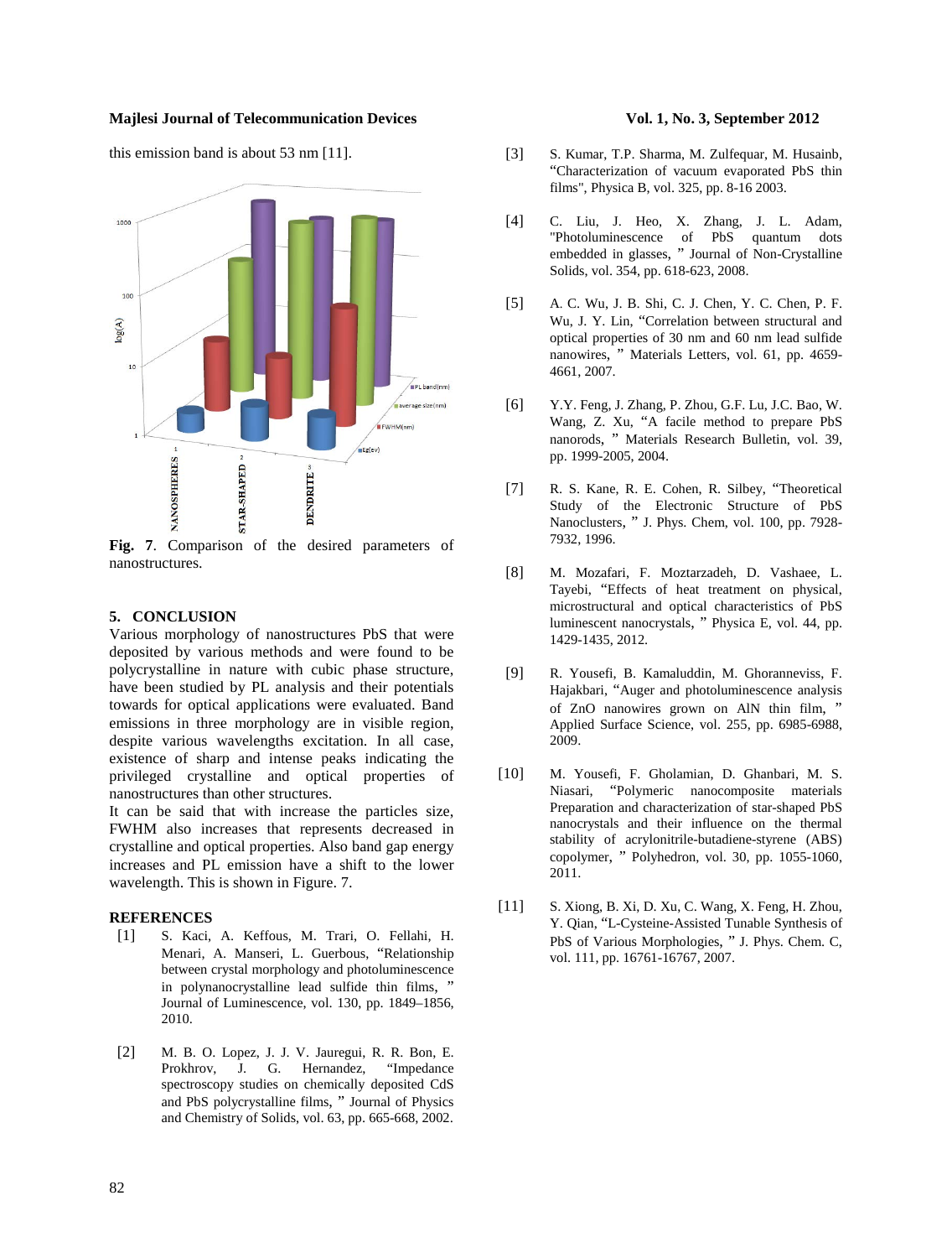this emission band is about 53 nm [11].

1000

100

10

1

log(A)

PL band(nm)

average size(nm)

FWHM(nm)

Eg(ev)

1

2

3

NANOSPHERES

STAR-SHAPED

DENDRITE

**Fig. 7**. Comparison of the desired parameters of nanostructures.

## 5. CONCLUSION

Various morphology of nanostructures PbS that were deposited by various methods and were found to be polycrystalline in nature with cubic phase structure, have been studied by PL analysis and their potentials towards for optical applications were evaluated. Band emissions in three morphology are in visible region, despite various wavelengths excitation. In all case, existence of sharp and intense peaks indicating the privileged crystalline and optical properties of nanostructures than other structures.

It can be said that with increase the particles size, FWHM also increases that represents decreased in crystalline and optical properties. Also band gap energy increases and PL emission have a shift to the lower wavelength. This is shown in Figure. 7.

## REFERENCES

[1] S. Kaci, A. Keffous, M. Trari, O. Fellahi, H. Menari, A. Manseri, L. Guerbous, "Relationship between crystal morphology and photoluminescence in polynanocrystalline lead sulfide thin films, " Journal of Luminescence, vol. 130, pp. 1849–1856, 2010.

[2] M. B. O. Lopez, J. J. V. Jauregui, R. R. Bon, E. Prokhrov, J. G. Hernandez, "Impedance spectroscopy studies on chemically deposited CdS and PbS polycrystalline films, " Journal of Physics and Chemistry of Solids, vol. 63, pp. 665-668, 2002.

[3] S. Kumar, T.P. Sharma, M. Zulfequar, M. Husainb, "Characterization of vacuum evaporated PbS thin films", Physica B, vol. 325, pp. 8-16 2003.

[4] C. Liu, J. Heo, X. Zhang, J. L. Adam, "Photoluminescence of PbS quantum dots embedded in glasses, " Journal of Non-Crystalline Solids, vol. 354, pp. 618-623, 2008.

[5] A. C. Wu, J. B. Shi, C. J. Chen, Y. C. Chen, P. F. Wu, J. Y. Lin, "Correlation between structural and optical properties of 30 nm and 60 nm lead sulfide nanowires, " Materials Letters, vol. 61, pp. 4659-4661, 2007.

[6] Y.Y. Feng, J. Zhang, P. Zhou, G.F. Lu, J.C. Bao, W. Wang, Z. Xu, "A facile method to prepare PbS nanorods, " Materials Research Bulletin, vol. 39, pp. 1999-2005, 2004.

[7] R. S. Kane, R. E. Cohen, R. Silbey, "Theoretical Study of the Electronic Structure of PbS Nanoclusters, " J. Phys. Chem, vol. 100, pp. 7928-7932, 1996.

[8] M. Mozafari, F. Moztarzadeh, D. Vashaee, L. Tayebi, "Effects of heat treatment on physical, microstructural and optical characteristics of PbS luminescent nanocrystals, " Physica E, vol. 44, pp. 1429-1435, 2012.

[9] R. Yousefi, B. Kamaluddin, M. Ghoranneviss, F. Hajakbari, "Auger and photoluminescence analysis of ZnO nanowires grown on AlN thin film, " Applied Surface Science, vol. 255, pp. 6985-6988, 2009.

[10] M. Yousefi, F. Gholamian, D. Ghanbari, M. S. Niasari, "Polymeric nanocomposite materials Preparation and characterization of star-shaped PbS nanocrystals and their influence on the thermal stability of acrylonitrile-butadiene-styrene (ABS) copolymer, " Polyhedron, vol. 30, pp. 1055-1060, 2011.

[11] S. Xiong, B. Xi, D. Xu, C. Wang, X. Feng, H. Zhou, Y. Qian, "L-Cysteine-Assisted Tunable Synthesis of PbS of Various Morphologies, " J. Phys. Chem. C, vol. 111, pp. 16761-16767, 2007.